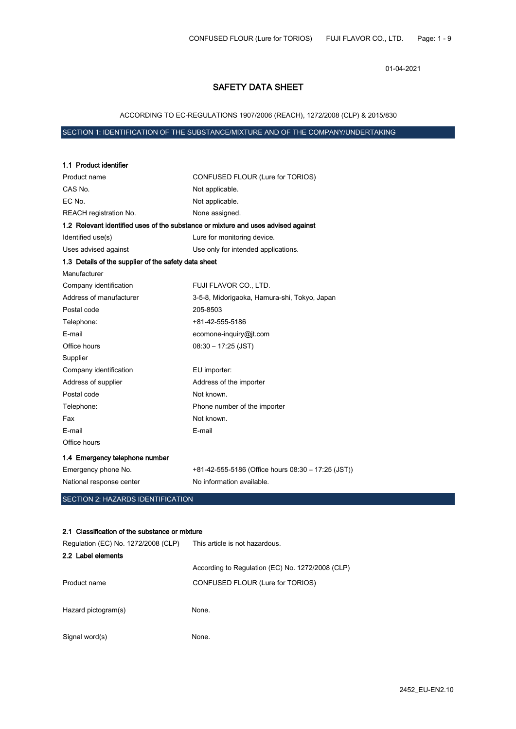01-04-2021

# SAFETY DATA SHEET

ACCORDING TO EC-REGULATIONS 1907/2006 (REACH), 1272/2008 (CLP) & 2015/830

## SECTION 1: IDENTIFICATION OF THE SUBSTANCE/MIXTURE AND OF THE COMPANY/UNDERTAKING

### 1.1 Product identifier

| | |
|---|---|
| Product name | CONFUSED FLOUR (Lure for TORIOS) |
| CAS No. | Not applicable. |
| EC No. | Not applicable. |
| REACH registration No. | None assigned. |

### 1.2 Relevant identified uses of the substance or mixture and uses advised against

| | |
|---|---|
| Identified use(s) | Lure for monitoring device. |
| Uses advised against | Use only for intended applications. |

### 1.3 Details of the supplier of the safety data sheet

| | |
|---|---|
| Manufacturer | |
| Company identification | FUJI FLAVOR CO., LTD. |
| Address of manufacturer | 3-5-8, Midorigaoka, Hamura-shi, Tokyo, Japan |
| Postal code | 205-8503 |
| Telephone: | +81-42-555-5186 |
| E-mail | ecomone-inquiry@jt.com |
| Office hours | 08:30 – 17:25 (JST) |
| Supplier | |
| Company identification | EU importer: |
| Address of supplier | Address of the importer |
| Postal code | Not known. |
| Telephone: | Phone number of the importer |
| Fax | Not known. |
| E-mail | E-mail |
| Office hours | |

### 1.4 Emergency telephone number

| | |
|---|---|
| Emergency phone No. | +81-42-555-5186 (Office hours 08:30 – 17:25 (JST)) |
| National response center | No information available. |

## SECTION 2: HAZARDS IDENTIFICATION

### 2.1 Classification of the substance or mixture

| | |
|---|---|
| Regulation (EC) No. 1272/2008 (CLP) | This article is not hazardous. |

### 2.2 Label elements

| | |
|---|---|
| | According to Regulation (EC) No. 1272/2008 (CLP) |
| Product name | CONFUSED FLOUR (Lure for TORIOS) |
| Hazard pictogram(s) | None. |
| Signal word(s) | None. |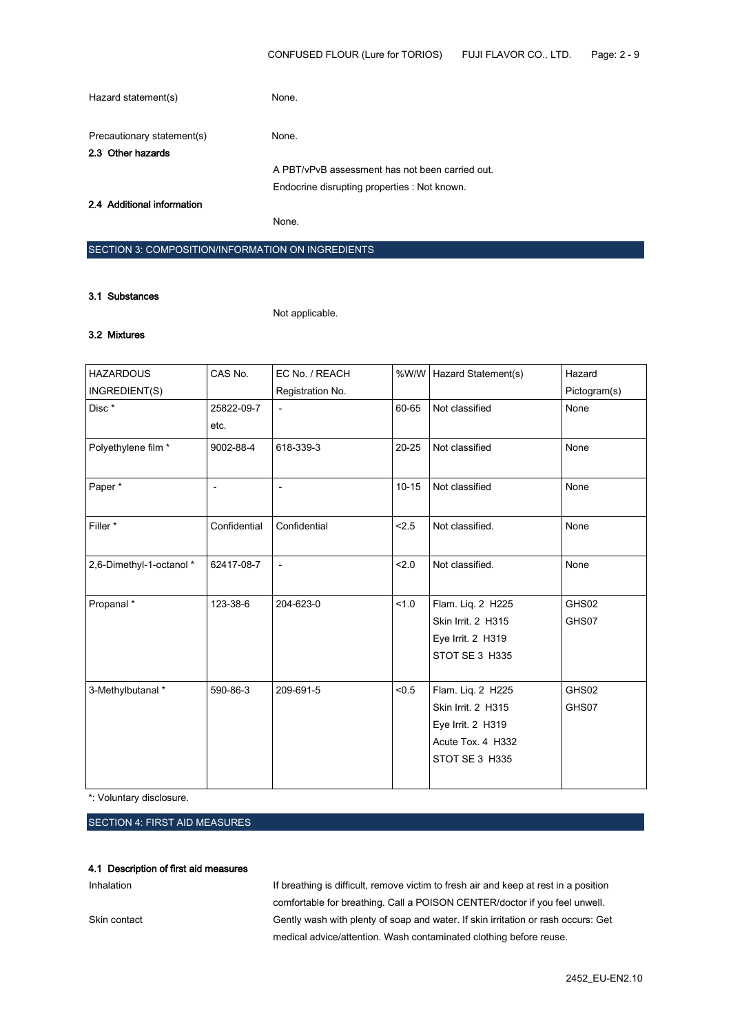Hazard statement(s)　　None.

Precautionary statement(s)　　None.

### 2.3 Other hazards

A PBT/vPvB assessment has not been carried out.

Endocrine disrupting properties : Not known.

### 2.4 Additional information

None.

## SECTION 3: COMPOSITION/INFORMATION ON INGREDIENTS

### 3.1 Substances

Not applicable.

### 3.2 Mixtures

| HAZARDOUS INGREDIENT(S) | CAS No. | EC No. / REACH Registration No. | %W/W | Hazard Statement(s) | Hazard Pictogram(s) |
|---|---|---|---|---|---|
| Disc * | 25822-09-7 etc. | - | 60-65 | Not classified | None |
| Polyethylene film * | 9002-88-4 | 618-339-3 | 20-25 | Not classified | None |
| Paper * | - | - | 10-15 | Not classified | None |
| Filler * | Confidential | Confidential | <2.5 | Not classified. | None |
| 2,6-Dimethyl-1-octanol * | 62417-08-7 | - | <2.0 | Not classified. | None |
| Propanal * | 123-38-6 | 204-623-0 | <1.0 | Flam. Liq. 2 H225<br>Skin Irrit. 2 H315<br>Eye Irrit. 2 H319<br>STOT SE 3 H335 | GHS02<br>GHS07 |
| 3-Methylbutanal * | 590-86-3 | 209-691-5 | <0.5 | Flam. Liq. 2 H225<br>Skin Irrit. 2 H315<br>Eye Irrit. 2 H319<br>Acute Tox. 4 H332<br>STOT SE 3 H335 | GHS02<br>GHS07 |

*: Voluntary disclosure.

## SECTION 4: FIRST AID MEASURES

### 4.1 Description of first aid measures

Inhalation　　If breathing is difficult, remove victim to fresh air and keep at rest in a position comfortable for breathing. Call a POISON CENTER/doctor if you feel unwell.

Skin contact　　Gently wash with plenty of soap and water. If skin irritation or rash occurs: Get medical advice/attention. Wash contaminated clothing before reuse.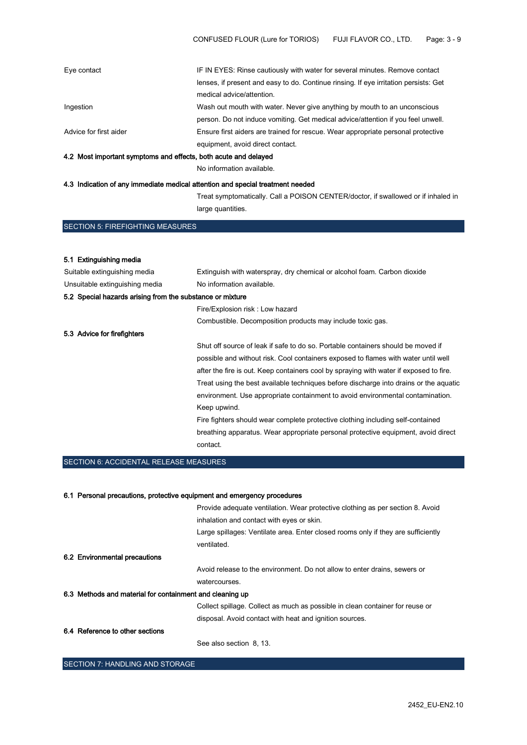| | |
|---|---|
| Eye contact | IF IN EYES: Rinse cautiously with water for several minutes. Remove contact lenses, if present and easy to do. Continue rinsing. If eye irritation persists: Get medical advice/attention. |
| Ingestion | Wash out mouth with water. Never give anything by mouth to an unconscious person. Do not induce vomiting. Get medical advice/attention if you feel unwell. |
| Advice for first aider | Ensure first aiders are trained for rescue. Wear appropriate personal protective equipment, avoid direct contact. |

**4.2 Most important symptoms and effects, both acute and delayed**

No information available.

**4.3 Indication of any immediate medical attention and special treatment needed**

Treat symptomatically. Call a POISON CENTER/doctor, if swallowed or if inhaled in large quantities.

## SECTION 5: FIREFIGHTING MEASURES

**5.1 Extinguishing media**

| | |
|---|---|
| Suitable extinguishing media | Extinguish with waterspray, dry chemical or alcohol foam. Carbon dioxide |
| Unsuitable extinguishing media | No information available. |

**5.2 Special hazards arising from the substance or mixture**

Fire/Explosion risk : Low hazard

Combustible. Decomposition products may include toxic gas.

**5.3 Advice for firefighters**

Shut off source of leak if safe to do so. Portable containers should be moved if possible and without risk. Cool containers exposed to flames with water until well after the fire is out. Keep containers cool by spraying with water if exposed to fire. Treat using the best available techniques before discharge into drains or the aquatic environment. Use appropriate containment to avoid environmental contamination. Keep upwind.

Fire fighters should wear complete protective clothing including self-contained breathing apparatus. Wear appropriate personal protective equipment, avoid direct contact.

## SECTION 6: ACCIDENTAL RELEASE MEASURES

**6.1 Personal precautions, protective equipment and emergency procedures**

Provide adequate ventilation. Wear protective clothing as per section 8. Avoid inhalation and contact with eyes or skin.

Large spillages: Ventilate area. Enter closed rooms only if they are sufficiently ventilated.

**6.2 Environmental precautions**

Avoid release to the environment. Do not allow to enter drains, sewers or watercourses.

**6.3 Methods and material for containment and cleaning up**

Collect spillage. Collect as much as possible in clean container for reuse or disposal. Avoid contact with heat and ignition sources.

**6.4 Reference to other sections**

See also section 8, 13.

## SECTION 7: HANDLING AND STORAGE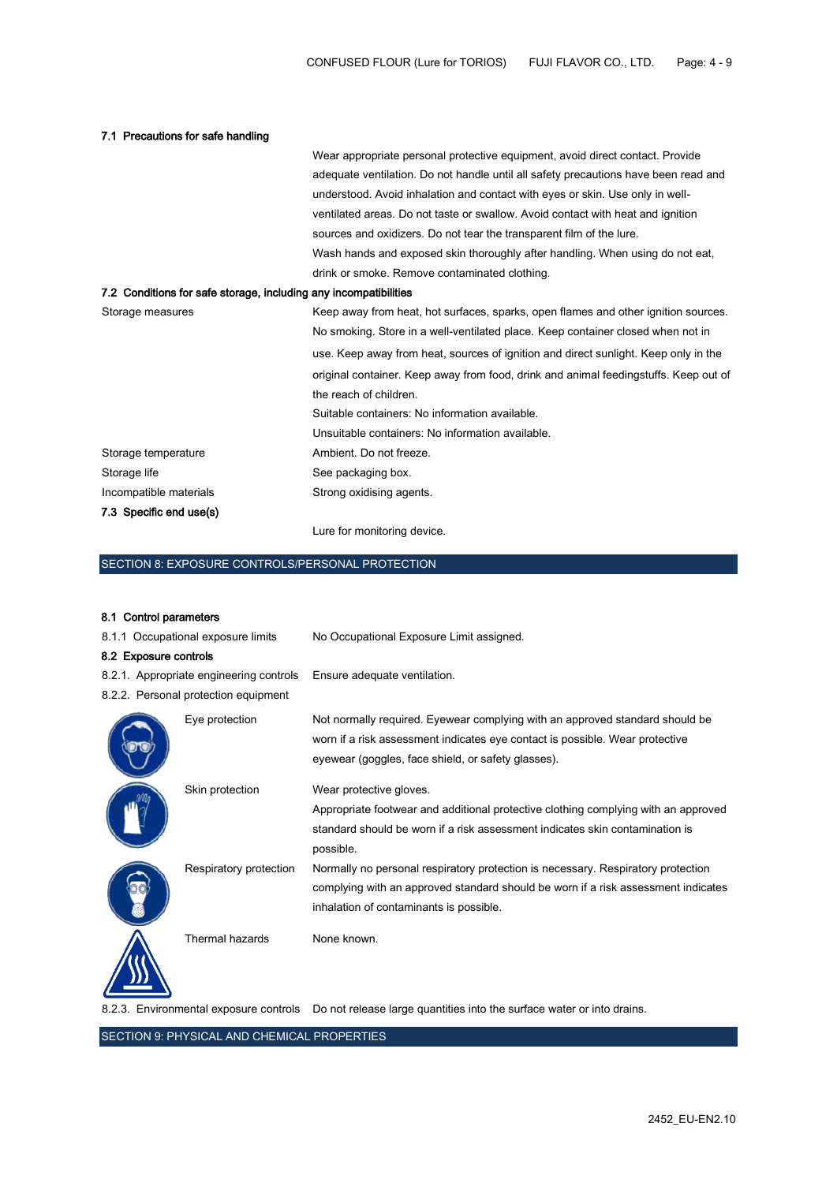### 7.1 Precautions for safe handling

Wear appropriate personal protective equipment, avoid direct contact. Provide adequate ventilation. Do not handle until all safety precautions have been read and understood. Avoid inhalation and contact with eyes or skin. Use only in well-ventilated areas. Do not taste or swallow. Avoid contact with heat and ignition sources and oxidizers. Do not tear the transparent film of the lure.
Wash hands and exposed skin thoroughly after handling. When using do not eat, drink or smoke. Remove contaminated clothing.

### 7.2 Conditions for safe storage, including any incompatibilities

| | |
|---|---|
| Storage measures | Keep away from heat, hot surfaces, sparks, open flames and other ignition sources. No smoking. Store in a well-ventilated place. Keep container closed when not in use. Keep away from heat, sources of ignition and direct sunlight. Keep only in the original container. Keep away from food, drink and animal feedingstuffs. Keep out of the reach of children.<br>Suitable containers: No information available.<br>Unsuitable containers: No information available. |
| Storage temperature | Ambient. Do not freeze. |
| Storage life | See packaging box. |
| Incompatible materials | Strong oxidising agents. |

### 7.3 Specific end use(s)

Lure for monitoring device.

## SECTION 8: EXPOSURE CONTROLS/PERSONAL PROTECTION

### 8.1 Control parameters

| | |
|---|---|
| 8.1.1 Occupational exposure limits | No Occupational Exposure Limit assigned. |

### 8.2 Exposure controls

| | |
|---|---|
| 8.2.1. Appropriate engineering controls | Ensure adequate ventilation. |
| 8.2.2. Personal protection equipment | |
| Eye protection | Not normally required. Eyewear complying with an approved standard should be worn if a risk assessment indicates eye contact is possible. Wear protective eyewear (goggles, face shield, or safety glasses). |
| Skin protection | Wear protective gloves.<br>Appropriate footwear and additional protective clothing complying with an approved standard should be worn if a risk assessment indicates skin contamination is possible. |
| Respiratory protection | Normally no personal respiratory protection is necessary. Respiratory protection complying with an approved standard should be worn if a risk assessment indicates inhalation of contaminants is possible. |
| Thermal hazards | None known. |
| 8.2.3. Environmental exposure controls | Do not release large quantities into the surface water or into drains. |

## SECTION 9: PHYSICAL AND CHEMICAL PROPERTIES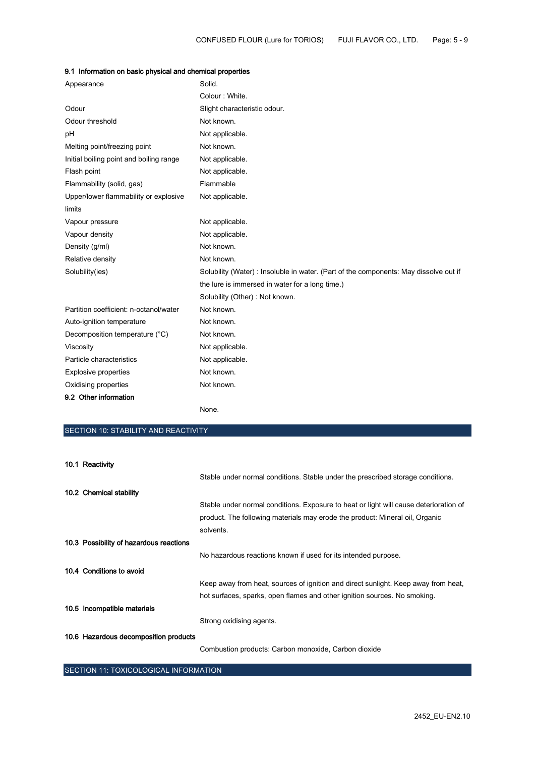### 9.1 Information on basic physical and chemical properties

| | |
|---|---|
| Appearance | Solid.<br>Colour : White. |
| Odour | Slight characteristic odour. |
| Odour threshold | Not known. |
| pH | Not applicable. |
| Melting point/freezing point | Not known. |
| Initial boiling point and boiling range | Not applicable. |
| Flash point | Not applicable. |
| Flammability (solid, gas) | Flammable |
| Upper/lower flammability or explosive limits | Not applicable. |
| Vapour pressure | Not applicable. |
| Vapour density | Not applicable. |
| Density (g/ml) | Not known. |
| Relative density | Not known. |
| Solubility(ies) | Solubility (Water) : Insoluble in water. (Part of the components: May dissolve out if the lure is immersed in water for a long time.)<br>Solubility (Other) : Not known. |
| Partition coefficient: n-octanol/water | Not known. |
| Auto-ignition temperature | Not known. |
| Decomposition temperature (°C) | Not known. |
| Viscosity | Not applicable. |
| Particle characteristics | Not applicable. |
| Explosive properties | Not known. |
| Oxidising properties | Not known. |

### 9.2 Other information

None.

## SECTION 10: STABILITY AND REACTIVITY

### 10.1 Reactivity

Stable under normal conditions. Stable under the prescribed storage conditions.

### 10.2 Chemical stability

Stable under normal conditions. Exposure to heat or light will cause deterioration of product. The following materials may erode the product: Mineral oil, Organic solvents.

### 10.3 Possibility of hazardous reactions

No hazardous reactions known if used for its intended purpose.

### 10.4 Conditions to avoid

Keep away from heat, sources of ignition and direct sunlight. Keep away from heat, hot surfaces, sparks, open flames and other ignition sources. No smoking.

### 10.5 Incompatible materials

Strong oxidising agents.

### 10.6 Hazardous decomposition products

Combustion products: Carbon monoxide, Carbon dioxide

## SECTION 11: TOXICOLOGICAL INFORMATION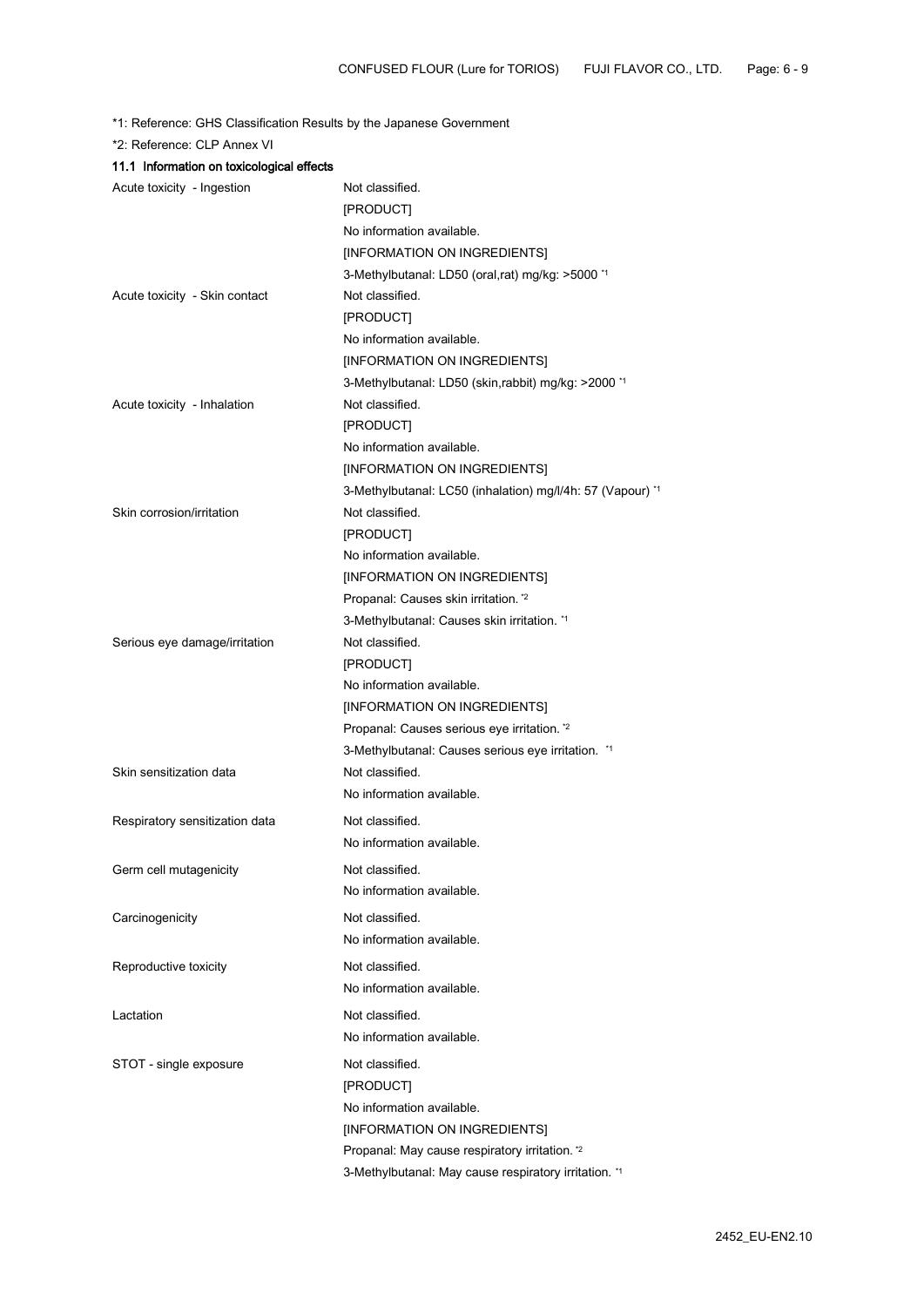*1: Reference: GHS Classification Results by the Japanese Government

*2: Reference: CLP Annex VI

### 11.1 Information on toxicological effects

| | |
|---|---|
| Acute toxicity - Ingestion | Not classified.<br>[PRODUCT]<br>No information available.<br>[INFORMATION ON INGREDIENTS]<br>3-Methylbutanal: LD50 (oral,rat) mg/kg: >5000 *1 |
| Acute toxicity - Skin contact | Not classified.<br>[PRODUCT]<br>No information available.<br>[INFORMATION ON INGREDIENTS]<br>3-Methylbutanal: LD50 (skin,rabbit) mg/kg: >2000 *1 |
| Acute toxicity - Inhalation | Not classified.<br>[PRODUCT]<br>No information available.<br>[INFORMATION ON INGREDIENTS]<br>3-Methylbutanal: LC50 (inhalation) mg/l/4h: 57 (Vapour) *1 |
| Skin corrosion/irritation | Not classified.<br>[PRODUCT]<br>No information available.<br>[INFORMATION ON INGREDIENTS]<br>Propanal: Causes skin irritation. *2<br>3-Methylbutanal: Causes skin irritation. *1 |
| Serious eye damage/irritation | Not classified.<br>[PRODUCT]<br>No information available.<br>[INFORMATION ON INGREDIENTS]<br>Propanal: Causes serious eye irritation. *2<br>3-Methylbutanal: Causes serious eye irritation. *1 |
| Skin sensitization data | Not classified.<br>No information available. |
| Respiratory sensitization data | Not classified.<br>No information available. |
| Germ cell mutagenicity | Not classified.<br>No information available. |
| Carcinogenicity | Not classified.<br>No information available. |
| Reproductive toxicity | Not classified.<br>No information available. |
| Lactation | Not classified.<br>No information available. |
| STOT - single exposure | Not classified.<br>[PRODUCT]<br>No information available.<br>[INFORMATION ON INGREDIENTS]<br>Propanal: May cause respiratory irritation. *2<br>3-Methylbutanal: May cause respiratory irritation. *1 |

2452_EU-EN2.10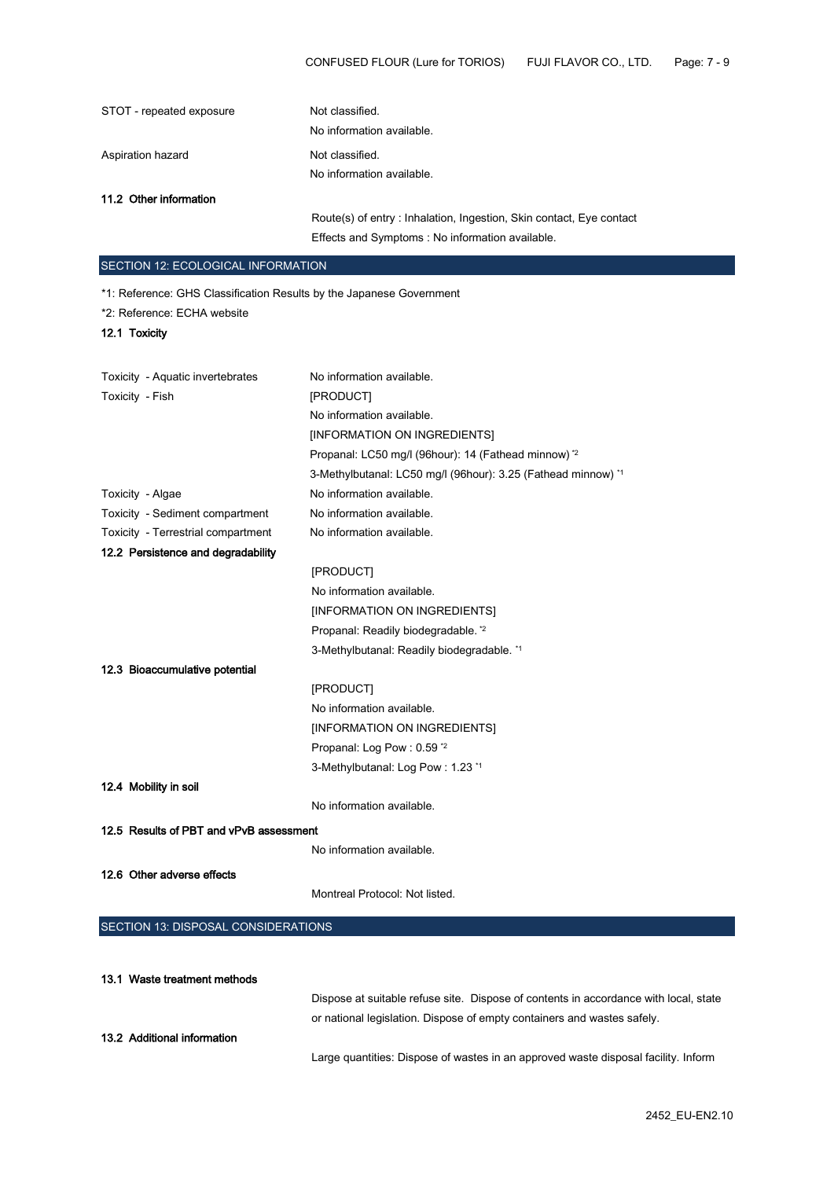| | |
|---|---|
| STOT - repeated exposure | Not classified.<br>No information available. |
| Aspiration hazard | Not classified.<br>No information available. |

**11.2 Other information**

Route(s) of entry : Inhalation, Ingestion, Skin contact, Eye contact

Effects and Symptoms : No information available.

## SECTION 12: ECOLOGICAL INFORMATION

*1: Reference: GHS Classification Results by the Japanese Government

*2: Reference: ECHA website

**12.1 Toxicity**

| | |
|---|---|
| Toxicity - Aquatic invertebrates | No information available. |
| Toxicity - Fish | [PRODUCT]<br>No information available.<br>[INFORMATION ON INGREDIENTS]<br>Propanal: LC50 mg/l (96hour): 14 (Fathead minnow) *2<br>3-Methylbutanal: LC50 mg/l (96hour): 3.25 (Fathead minnow) *1 |
| Toxicity - Algae | No information available. |
| Toxicity - Sediment compartment | No information available. |
| Toxicity - Terrestrial compartment | No information available. |

**12.2 Persistence and degradability**

[PRODUCT]

No information available.

[INFORMATION ON INGREDIENTS]

Propanal: Readily biodegradable. *2

3-Methylbutanal: Readily biodegradable. *1

**12.3 Bioaccumulative potential**

[PRODUCT]

No information available.

[INFORMATION ON INGREDIENTS]

Propanal: Log Pow : 0.59 *2

3-Methylbutanal: Log Pow : 1.23 *1

**12.4 Mobility in soil**

No information available.

**12.5 Results of PBT and vPvB assessment**

No information available.

**12.6 Other adverse effects**

Montreal Protocol: Not listed.

## SECTION 13: DISPOSAL CONSIDERATIONS

**13.1 Waste treatment methods**

Dispose at suitable refuse site. Dispose of contents in accordance with local, state or national legislation. Dispose of empty containers and wastes safely.

**13.2 Additional information**

Large quantities: Dispose of wastes in an approved waste disposal facility. Inform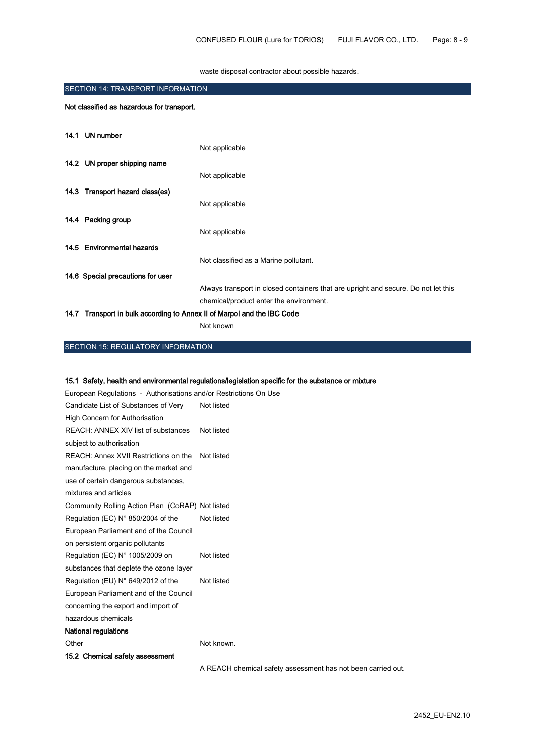waste disposal contractor about possible hazards.

## SECTION 14: TRANSPORT INFORMATION

**Not classified as hazardous for transport.**

**14.1 UN number**

Not applicable

**14.2 UN proper shipping name**

Not applicable

**14.3 Transport hazard class(es)**

Not applicable

**14.4 Packing group**

Not applicable

**14.5 Environmental hazards**

Not classified as a Marine pollutant.

**14.6 Special precautions for user**

Always transport in closed containers that are upright and secure. Do not let this chemical/product enter the environment.

**14.7 Transport in bulk according to Annex II of Marpol and the IBC Code**

Not known

## SECTION 15: REGULATORY INFORMATION

**15.1 Safety, health and environmental regulations/legislation specific for the substance or mixture**

European Regulations - Authorisations and/or Restrictions On Use

| | |
|---|---|
| Candidate List of Substances of Very High Concern for Authorisation | Not listed |
| REACH: ANNEX XIV list of substances subject to authorisation | Not listed |
| REACH: Annex XVII Restrictions on the manufacture, placing on the market and use of certain dangerous substances, mixtures and articles | Not listed |
| Community Rolling Action Plan (CoRAP) | Not listed |
| Regulation (EC) N° 850/2004 of the European Parliament and of the Council on persistent organic pollutants | Not listed |
| Regulation (EC) N° 1005/2009 on substances that deplete the ozone layer | Not listed |
| Regulation (EU) N° 649/2012 of the European Parliament and of the Council concerning the export and import of hazardous chemicals | Not listed |

**National regulations**

| | |
|---|---|
| Other | Not known. |

**15.2 Chemical safety assessment**

A REACH chemical safety assessment has not been carried out.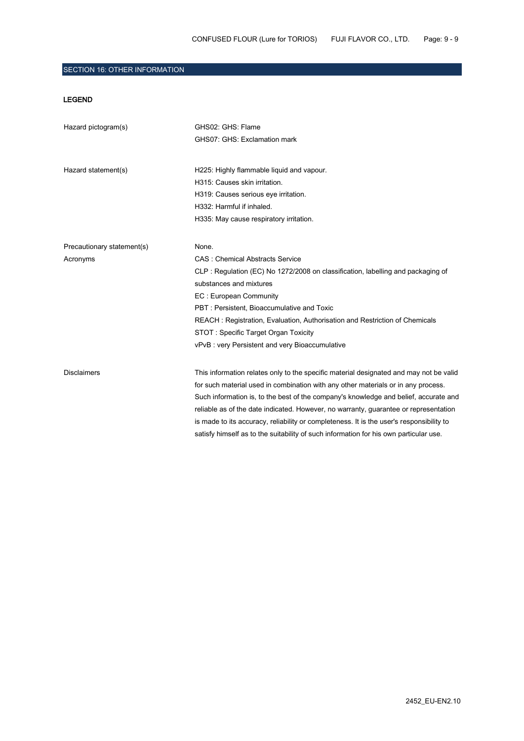## SECTION 16: OTHER INFORMATION

### LEGEND

| | |
|---|---|
| Hazard pictogram(s) | GHS02: GHS: Flame<br>GHS07: GHS: Exclamation mark |
| Hazard statement(s) | H225: Highly flammable liquid and vapour.<br>H315: Causes skin irritation.<br>H319: Causes serious eye irritation.<br>H332: Harmful if inhaled.<br>H335: May cause respiratory irritation. |
| Precautionary statement(s) | None. |
| Acronyms | CAS : Chemical Abstracts Service<br>CLP : Regulation (EC) No 1272/2008 on classification, labelling and packaging of substances and mixtures<br>EC : European Community<br>PBT : Persistent, Bioaccumulative and Toxic<br>REACH : Registration, Evaluation, Authorisation and Restriction of Chemicals<br>STOT : Specific Target Organ Toxicity<br>vPvB : very Persistent and very Bioaccumulative |
| Disclaimers | This information relates only to the specific material designated and may not be valid for such material used in combination with any other materials or in any process. Such information is, to the best of the company's knowledge and belief, accurate and reliable as of the date indicated. However, no warranty, guarantee or representation is made to its accuracy, reliability or completeness. It is the user's responsibility to satisfy himself as to the suitability of such information for his own particular use. |

2452_EU-EN2.10